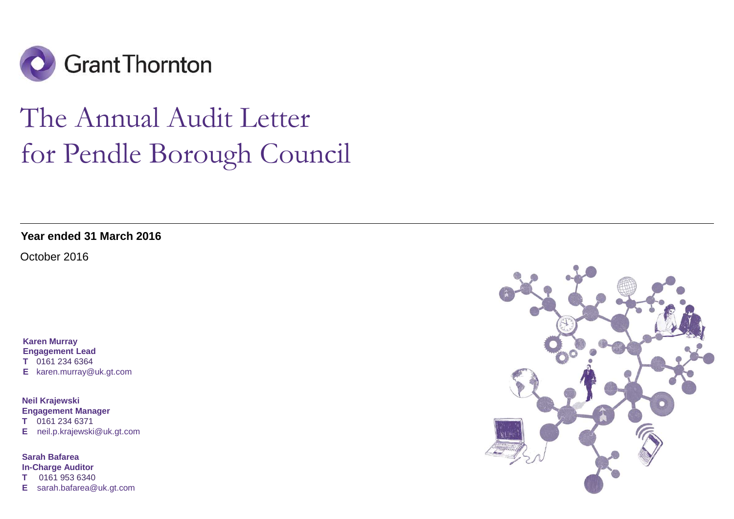Grant Thornton

# The Annual Audit Letter for Pendle Borough Council

**Year ended 31 March 2016**

October 2016

**Karen Murray**
**Engagement Lead**
**T** 0161 234 6364
**E** karen.murray@uk.gt.com

**Neil Krajewski**
**Engagement Manager**
**T** 0161 234 6371
**E** neil.p.krajewski@uk.gt.com

**Sarah Bafarea**
**In-Charge Auditor**
**T** 0161 953 6340
**E** sarah.bafarea@uk.gt.com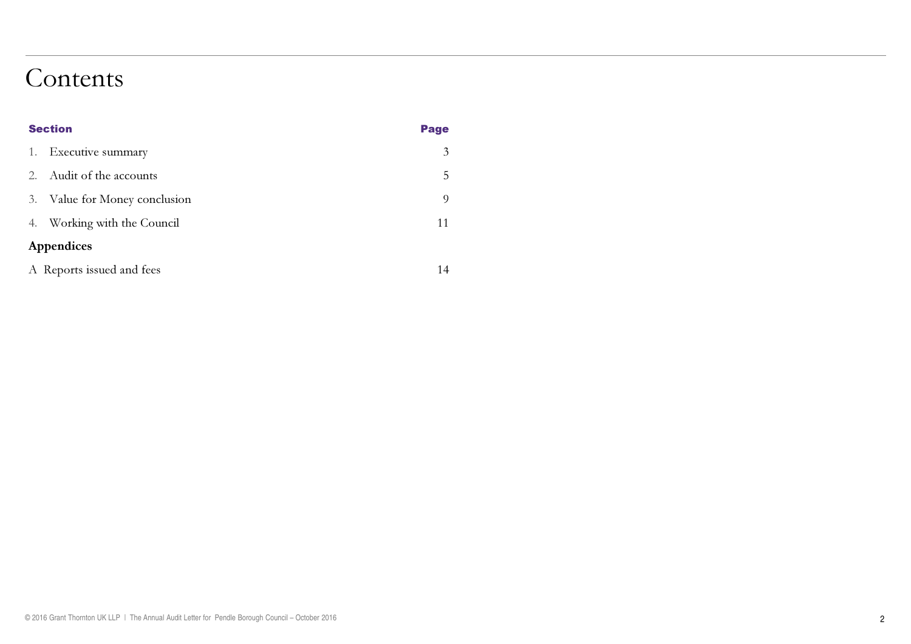# Contents

| Section | Page |
| --- | --- |
| 1. Executive summary | 3 |
| 2. Audit of the accounts | 5 |
| 3. Value for Money conclusion | 9 |
| 4. Working with the Council | 11 |
| **Appendices** | |
| A Reports issued and fees | 14 |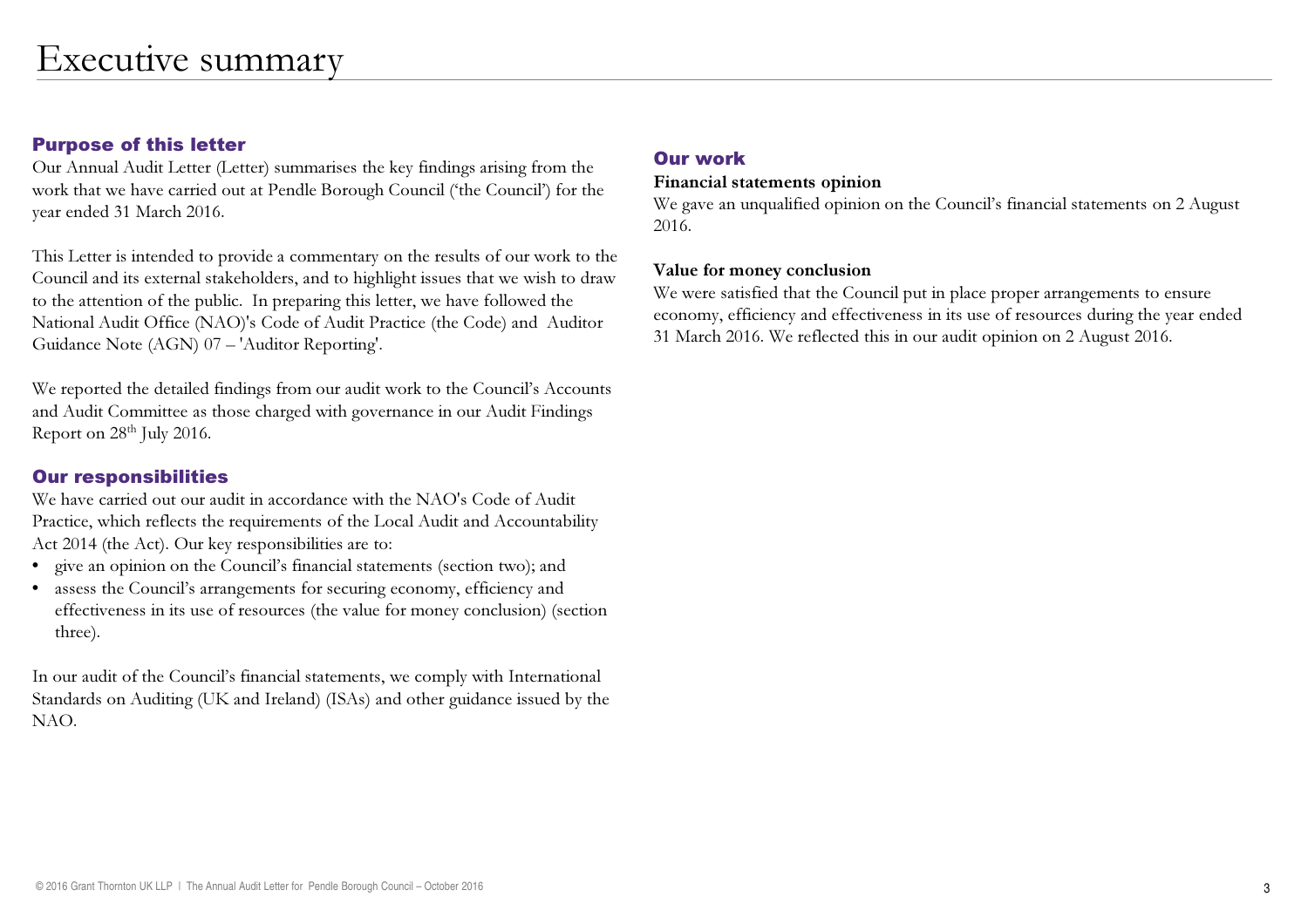# Executive summary

## Purpose of this letter

Our Annual Audit Letter (Letter) summarises the key findings arising from the work that we have carried out at Pendle Borough Council ('the Council') for the year ended 31 March 2016.

This Letter is intended to provide a commentary on the results of our work to the Council and its external stakeholders, and to highlight issues that we wish to draw to the attention of the public. In preparing this letter, we have followed the National Audit Office (NAO)'s Code of Audit Practice (the Code) and Auditor Guidance Note (AGN) 07 – 'Auditor Reporting'.

We reported the detailed findings from our audit work to the Council's Accounts and Audit Committee as those charged with governance in our Audit Findings Report on 28th July 2016.

## Our responsibilities

We have carried out our audit in accordance with the NAO's Code of Audit Practice, which reflects the requirements of the Local Audit and Accountability Act 2014 (the Act). Our key responsibilities are to:

- give an opinion on the Council's financial statements (section two); and
- assess the Council's arrangements for securing economy, efficiency and effectiveness in its use of resources (the value for money conclusion) (section three).

In our audit of the Council's financial statements, we comply with International Standards on Auditing (UK and Ireland) (ISAs) and other guidance issued by the NAO.

## Our work

**Financial statements opinion**

We gave an unqualified opinion on the Council's financial statements on 2 August 2016.

**Value for money conclusion**

We were satisfied that the Council put in place proper arrangements to ensure economy, efficiency and effectiveness in its use of resources during the year ended 31 March 2016. We reflected this in our audit opinion on 2 August 2016.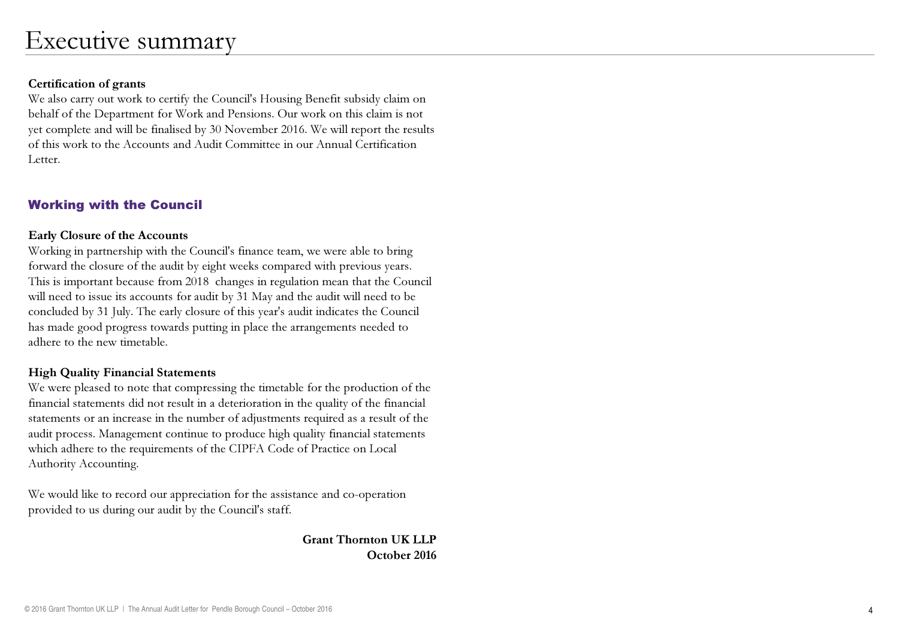# Executive summary

**Certification of grants**

We also carry out work to certify the Council's Housing Benefit subsidy claim on behalf of the Department for Work and Pensions. Our work on this claim is not yet complete and will be finalised by 30 November 2016. We will report the results of this work to the Accounts and Audit Committee in our Annual Certification Letter.

## Working with the Council

**Early Closure of the Accounts**

Working in partnership with the Council's finance team, we were able to bring forward the closure of the audit by eight weeks compared with previous years. This is important because from 2018 changes in regulation mean that the Council will need to issue its accounts for audit by 31 May and the audit will need to be concluded by 31 July. The early closure of this year's audit indicates the Council has made good progress towards putting in place the arrangements needed to adhere to the new timetable.

**High Quality Financial Statements**

We were pleased to note that compressing the timetable for the production of the financial statements did not result in a deterioration in the quality of the financial statements or an increase in the number of adjustments required as a result of the audit process. Management continue to produce high quality financial statements which adhere to the requirements of the CIPFA Code of Practice on Local Authority Accounting.

We would like to record our appreciation for the assistance and co-operation provided to us during our audit by the Council's staff.

**Grant Thornton UK LLP**
**October 2016**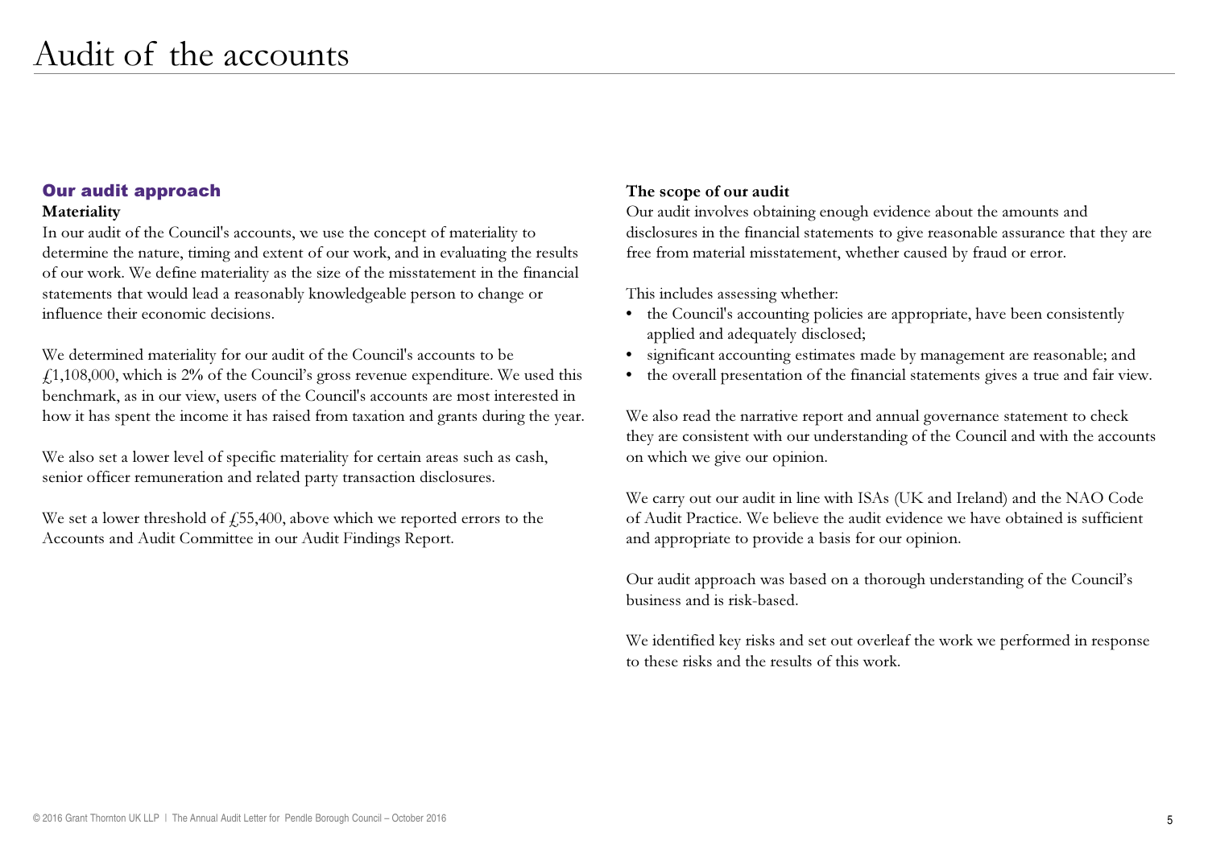# Audit of the accounts

## Our audit approach

**Materiality**

In our audit of the Council's accounts, we use the concept of materiality to determine the nature, timing and extent of our work, and in evaluating the results of our work. We define materiality as the size of the misstatement in the financial statements that would lead a reasonably knowledgeable person to change or influence their economic decisions.

We determined materiality for our audit of the Council's accounts to be £1,108,000, which is 2% of the Council's gross revenue expenditure. We used this benchmark, as in our view, users of the Council's accounts are most interested in how it has spent the income it has raised from taxation and grants during the year.

We also set a lower level of specific materiality for certain areas such as cash, senior officer remuneration and related party transaction disclosures.

We set a lower threshold of £55,400, above which we reported errors to the Accounts and Audit Committee in our Audit Findings Report.

**The scope of our audit**

Our audit involves obtaining enough evidence about the amounts and disclosures in the financial statements to give reasonable assurance that they are free from material misstatement, whether caused by fraud or error.

This includes assessing whether:

- the Council's accounting policies are appropriate, have been consistently applied and adequately disclosed;
- significant accounting estimates made by management are reasonable; and
- the overall presentation of the financial statements gives a true and fair view.

We also read the narrative report and annual governance statement to check they are consistent with our understanding of the Council and with the accounts on which we give our opinion.

We carry out our audit in line with ISAs (UK and Ireland) and the NAO Code of Audit Practice. We believe the audit evidence we have obtained is sufficient and appropriate to provide a basis for our opinion.

Our audit approach was based on a thorough understanding of the Council's business and is risk-based.

We identified key risks and set out overleaf the work we performed in response to these risks and the results of this work.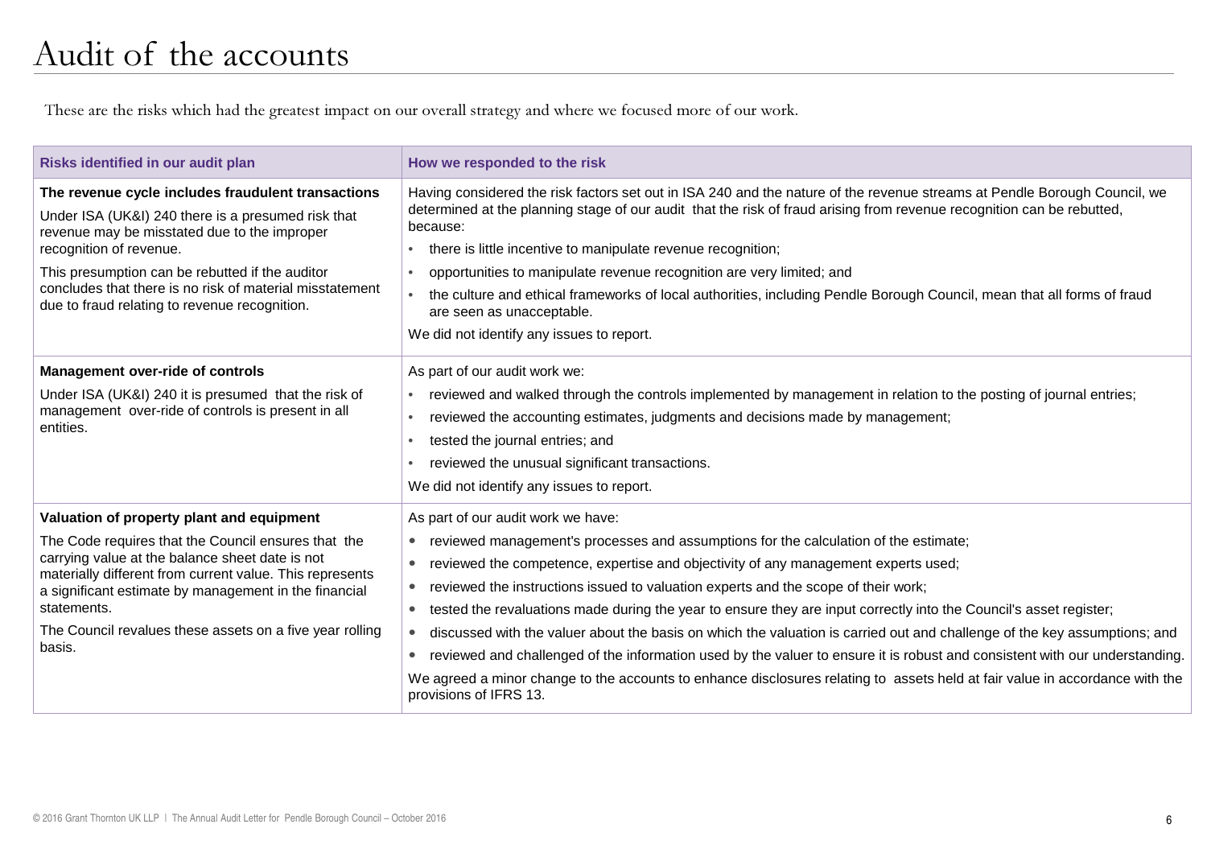# Audit of the accounts

These are the risks which had the greatest impact on our overall strategy and where we focused more of our work.

| Risks identified in our audit plan | How we responded to the risk |
|---|---|
| **The revenue cycle includes fraudulent transactions**<br>Under ISA (UK&I) 240 there is a presumed risk that revenue may be misstated due to the improper recognition of revenue.<br>This presumption can be rebutted if the auditor concludes that there is no risk of material misstatement due to fraud relating to revenue recognition. | Having considered the risk factors set out in ISA 240 and the nature of the revenue streams at Pendle Borough Council, we determined at the planning stage of our audit that the risk of fraud arising from revenue recognition can be rebutted, because:<br>• there is little incentive to manipulate revenue recognition;<br>• opportunities to manipulate revenue recognition are very limited; and<br>• the culture and ethical frameworks of local authorities, including Pendle Borough Council, mean that all forms of fraud are seen as unacceptable.<br>We did not identify any issues to report. |
| **Management over-ride of controls**<br>Under ISA (UK&I) 240 it is presumed that the risk of management over-ride of controls is present in all entities. | As part of our audit work we:<br>• reviewed and walked through the controls implemented by management in relation to the posting of journal entries;<br>• reviewed the accounting estimates, judgments and decisions made by management;<br>• tested the journal entries; and<br>• reviewed the unusual significant transactions.<br>We did not identify any issues to report. |
| **Valuation of property plant and equipment**<br>The Code requires that the Council ensures that the carrying value at the balance sheet date is not materially different from current value. This represents a significant estimate by management in the financial statements.<br>The Council revalues these assets on a five year rolling basis. | As part of our audit work we have:<br>• reviewed management's processes and assumptions for the calculation of the estimate;<br>• reviewed the competence, expertise and objectivity of any management experts used;<br>• reviewed the instructions issued to valuation experts and the scope of their work;<br>• tested the revaluations made during the year to ensure they are input correctly into the Council's asset register;<br>• discussed with the valuer about the basis on which the valuation is carried out and challenge of the key assumptions; and<br>• reviewed and challenged of the information used by the valuer to ensure it is robust and consistent with our understanding.<br>We agreed a minor change to the accounts to enhance disclosures relating to assets held at fair value in accordance with the provisions of IFRS 13. |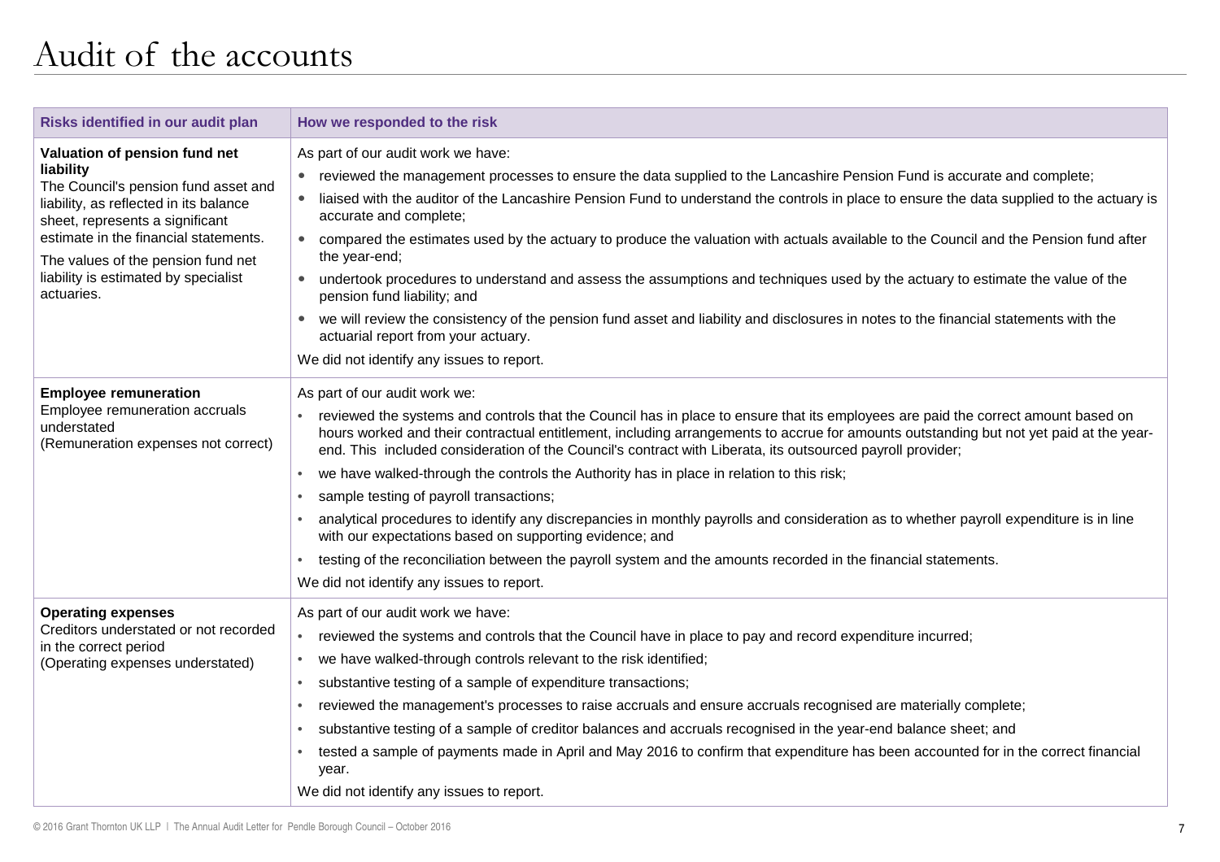# Audit of the accounts

| Risks identified in our audit plan | How we responded to the risk |
| --- | --- |
| **Valuation of pension fund net liability**<br>The Council's pension fund asset and liability, as reflected in its balance sheet, represents a significant estimate in the financial statements.<br>The values of the pension fund net liability is estimated by specialist actuaries. | As part of our audit work we have:<br>• reviewed the management processes to ensure the data supplied to the Lancashire Pension Fund is accurate and complete;<br>• liaised with the auditor of the Lancashire Pension Fund to understand the controls in place to ensure the data supplied to the actuary is accurate and complete;<br>• compared the estimates used by the actuary to produce the valuation with actuals available to the Council and the Pension fund after the year-end;<br>• undertook procedures to understand and assess the assumptions and techniques used by the actuary to estimate the value of the pension fund liability; and<br>• we will review the consistency of the pension fund asset and liability and disclosures in notes to the financial statements with the actuarial report from your actuary.<br>We did not identify any issues to report. |
| **Employee remuneration**<br>Employee remuneration accruals understated<br>(Remuneration expenses not correct) | As part of our audit work we:<br>• reviewed the systems and controls that the Council has in place to ensure that its employees are paid the correct amount based on hours worked and their contractual entitlement, including arrangements to accrue for amounts outstanding but not yet paid at the year-end. This included consideration of the Council's contract with Liberata, its outsourced payroll provider;<br>• we have walked-through the controls the Authority has in place in relation to this risk;<br>• sample testing of payroll transactions;<br>• analytical procedures to identify any discrepancies in monthly payrolls and consideration as to whether payroll expenditure is in line with our expectations based on supporting evidence; and<br>• testing of the reconciliation between the payroll system and the amounts recorded in the financial statements.<br>We did not identify any issues to report. |
| **Operating expenses**<br>Creditors understated or not recorded in the correct period<br>(Operating expenses understated) | As part of our audit work we have:<br>• reviewed the systems and controls that the Council have in place to pay and record expenditure incurred;<br>• we have walked-through controls relevant to the risk identified;<br>• substantive testing of a sample of expenditure transactions;<br>• reviewed the management's processes to raise accruals and ensure accruals recognised are materially complete;<br>• substantive testing of a sample of creditor balances and accruals recognised in the year-end balance sheet; and<br>• tested a sample of payments made in April and May 2016 to confirm that expenditure has been accounted for in the correct financial year.<br>We did not identify any issues to report. |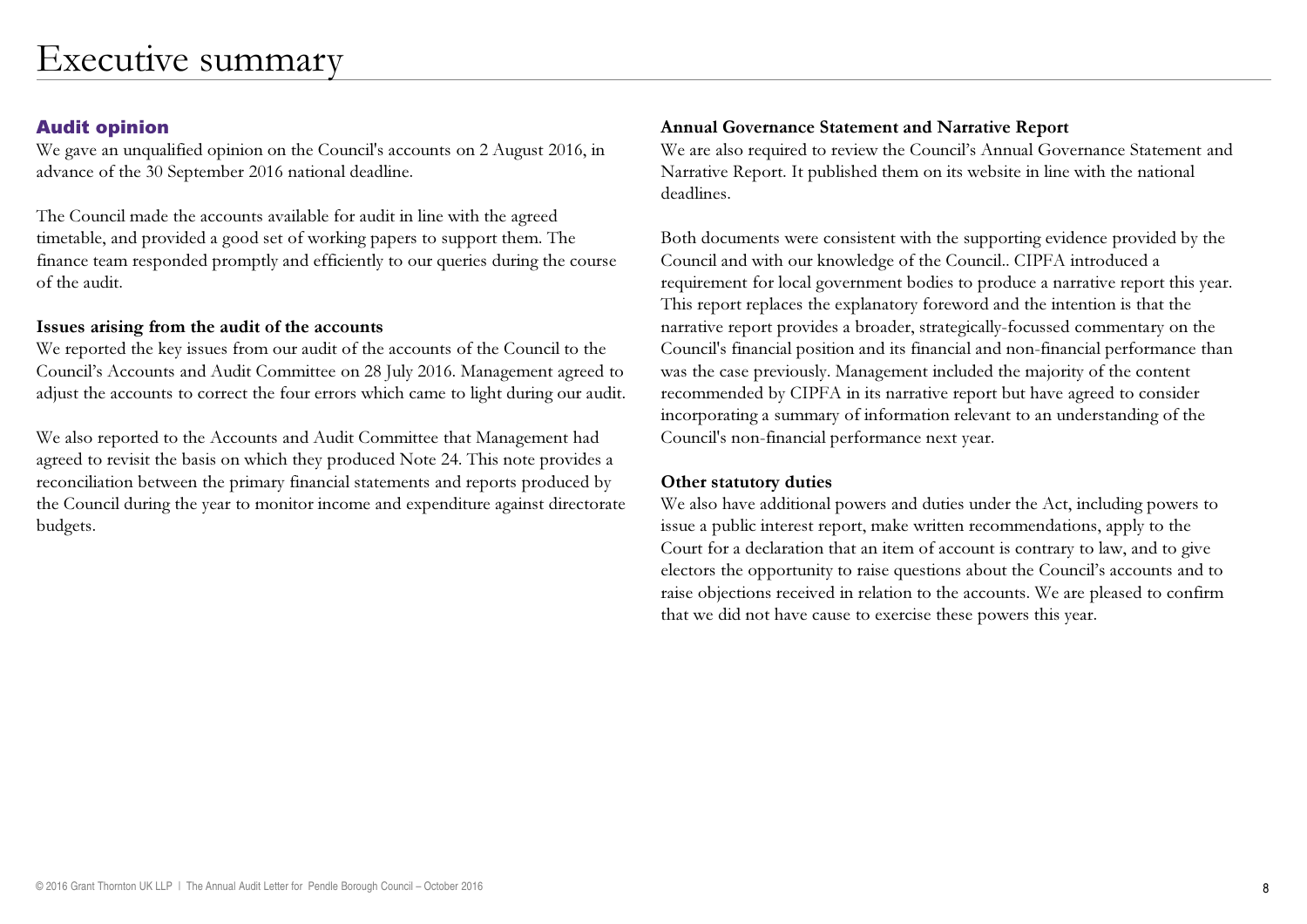# Executive summary

## Audit opinion

We gave an unqualified opinion on the Council's accounts on 2 August 2016, in advance of the 30 September 2016 national deadline.

The Council made the accounts available for audit in line with the agreed timetable, and provided a good set of working papers to support them. The finance team responded promptly and efficiently to our queries during the course of the audit.

### Issues arising from the audit of the accounts

We reported the key issues from our audit of the accounts of the Council to the Council's Accounts and Audit Committee on 28 July 2016. Management agreed to adjust the accounts to correct the four errors which came to light during our audit.

We also reported to the Accounts and Audit Committee that Management had agreed to revisit the basis on which they produced Note 24. This note provides a reconciliation between the primary financial statements and reports produced by the Council during the year to monitor income and expenditure against directorate budgets.

### Annual Governance Statement and Narrative Report

We are also required to review the Council's Annual Governance Statement and Narrative Report. It published them on its website in line with the national deadlines.

Both documents were consistent with the supporting evidence provided by the Council and with our knowledge of the Council.. CIPFA introduced a requirement for local government bodies to produce a narrative report this year. This report replaces the explanatory foreword and the intention is that the narrative report provides a broader, strategically-focussed commentary on the Council's financial position and its financial and non-financial performance than was the case previously. Management included the majority of the content recommended by CIPFA in its narrative report but have agreed to consider incorporating a summary of information relevant to an understanding of the Council's non-financial performance next year.

### Other statutory duties

We also have additional powers and duties under the Act, including powers to issue a public interest report, make written recommendations, apply to the Court for a declaration that an item of account is contrary to law, and to give electors the opportunity to raise questions about the Council's accounts and to raise objections received in relation to the accounts. We are pleased to confirm that we did not have cause to exercise these powers this year.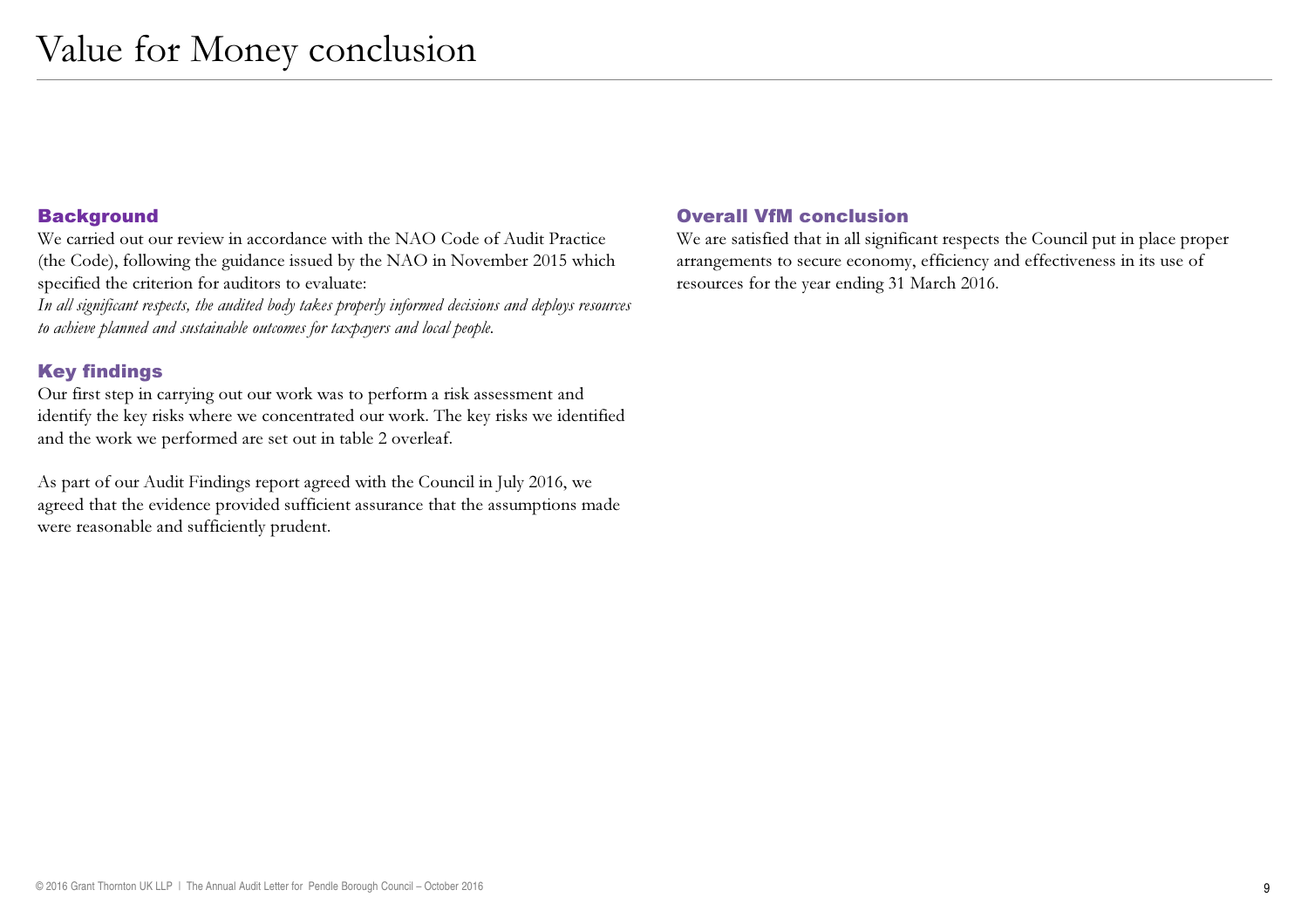# Value for Money conclusion

## Background

We carried out our review in accordance with the NAO Code of Audit Practice (the Code), following the guidance issued by the NAO in November 2015 which specified the criterion for auditors to evaluate:

*In all significant respects, the audited body takes properly informed decisions and deploys resources to achieve planned and sustainable outcomes for taxpayers and local people.*

## Key findings

Our first step in carrying out our work was to perform a risk assessment and identify the key risks where we concentrated our work. The key risks we identified and the work we performed are set out in table 2 overleaf.

As part of our Audit Findings report agreed with the Council in July 2016, we agreed that the evidence provided sufficient assurance that the assumptions made were reasonable and sufficiently prudent.

## Overall VfM conclusion

We are satisfied that in all significant respects the Council put in place proper arrangements to secure economy, efficiency and effectiveness in its use of resources for the year ending 31 March 2016.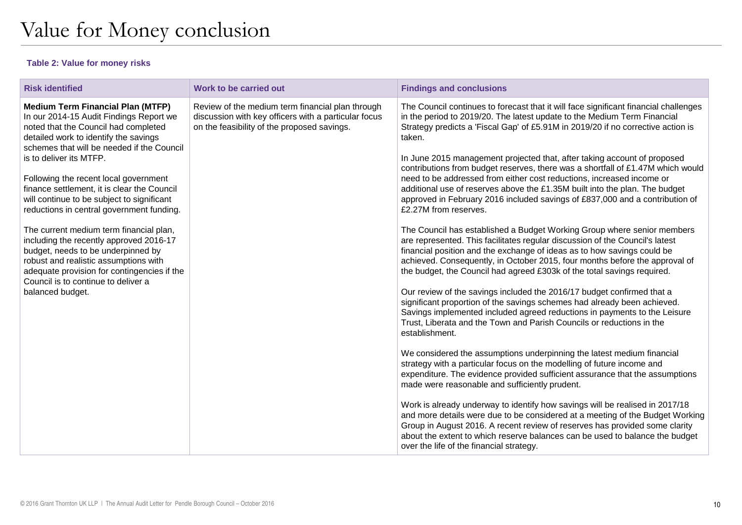# Value for Money conclusion

**Table 2: Value for money risks**

| Risk identified | Work to be carried out | Findings and conclusions |
| --- | --- | --- |
| **Medium Term Financial Plan (MTFP)**<br>In our 2014-15 Audit Findings Report we noted that the Council had completed detailed work to identify the savings schemes that will be needed if the Council is to deliver its MTFP.<br><br>Following the recent local government finance settlement, it is clear the Council will continue to be subject to significant reductions in central government funding.<br><br>The current medium term financial plan, including the recently approved 2016-17 budget, needs to be underpinned by robust and realistic assumptions with adequate provision for contingencies if the Council is to continue to deliver a balanced budget. | Review of the medium term financial plan through discussion with key officers with a particular focus on the feasibility of the proposed savings. | The Council continues to forecast that it will face significant financial challenges in the period to 2019/20. The latest update to the Medium Term Financial Strategy predicts a 'Fiscal Gap' of £5.91M in 2019/20 if no corrective action is taken.<br><br>In June 2015 management projected that, after taking account of proposed contributions from budget reserves, there was a shortfall of £1.47M which would need to be addressed from either cost reductions, increased income or additional use of reserves above the £1.35M built into the plan. The budget approved in February 2016 included savings of £837,000 and a contribution of £2.27M from reserves.<br><br>The Council has established a Budget Working Group where senior members are represented. This facilitates regular discussion of the Council's latest financial position and the exchange of ideas as to how savings could be achieved. Consequently, in October 2015, four months before the approval of the budget, the Council had agreed £303k of the total savings required.<br><br>Our review of the savings included the 2016/17 budget confirmed that a significant proportion of the savings schemes had already been achieved. Savings implemented included agreed reductions in payments to the Leisure Trust, Liberata and the Town and Parish Councils or reductions in the establishment.<br><br>We considered the assumptions underpinning the latest medium financial strategy with a particular focus on the modelling of future income and expenditure. The evidence provided sufficient assurance that the assumptions made were reasonable and sufficiently prudent.<br><br>Work is already underway to identify how savings will be realised in 2017/18 and more details were due to be considered at a meeting of the Budget Working Group in August 2016. A recent review of reserves has provided some clarity about the extent to which reserve balances can be used to balance the budget over the life of the financial strategy. |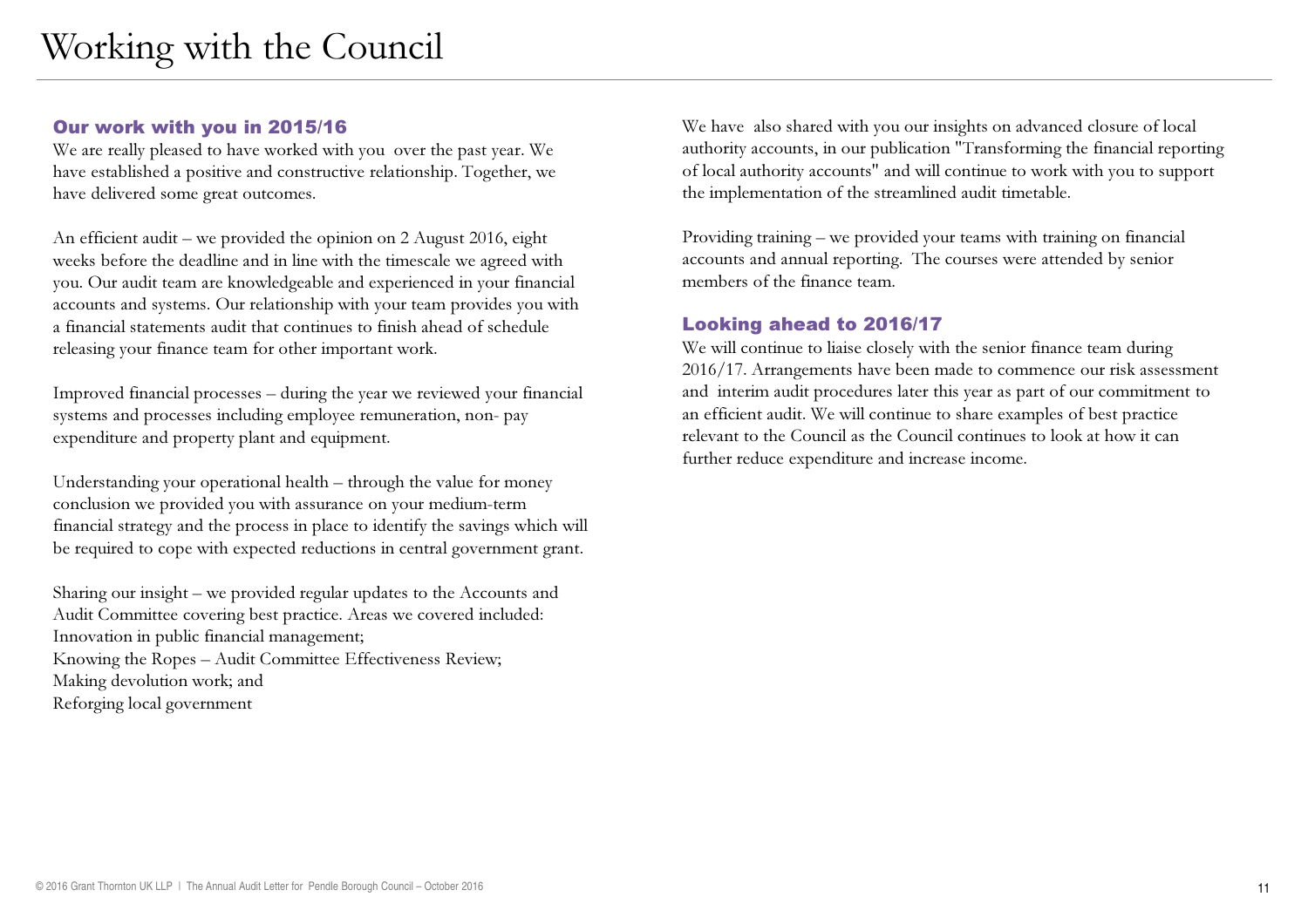# Working with the Council

### Our work with you in 2015/16

We are really pleased to have worked with you over the past year. We have established a positive and constructive relationship. Together, we have delivered some great outcomes.

An efficient audit – we provided the opinion on 2 August 2016, eight weeks before the deadline and in line with the timescale we agreed with you. Our audit team are knowledgeable and experienced in your financial accounts and systems. Our relationship with your team provides you with a financial statements audit that continues to finish ahead of schedule releasing your finance team for other important work.

Improved financial processes – during the year we reviewed your financial systems and processes including employee remuneration, non- pay expenditure and property plant and equipment.

Understanding your operational health – through the value for money conclusion we provided you with assurance on your medium-term financial strategy and the process in place to identify the savings which will be required to cope with expected reductions in central government grant.

Sharing our insight – we provided regular updates to the Accounts and Audit Committee covering best practice. Areas we covered included:
Innovation in public financial management;
Knowing the Ropes – Audit Committee Effectiveness Review;
Making devolution work; and
Reforging local government

We have also shared with you our insights on advanced closure of local authority accounts, in our publication "Transforming the financial reporting of local authority accounts" and will continue to work with you to support the implementation of the streamlined audit timetable.

Providing training – we provided your teams with training on financial accounts and annual reporting. The courses were attended by senior members of the finance team.

### Looking ahead to 2016/17

We will continue to liaise closely with the senior finance team during 2016/17. Arrangements have been made to commence our risk assessment and interim audit procedures later this year as part of our commitment to an efficient audit. We will continue to share examples of best practice relevant to the Council as the Council continues to look at how it can further reduce expenditure and increase income.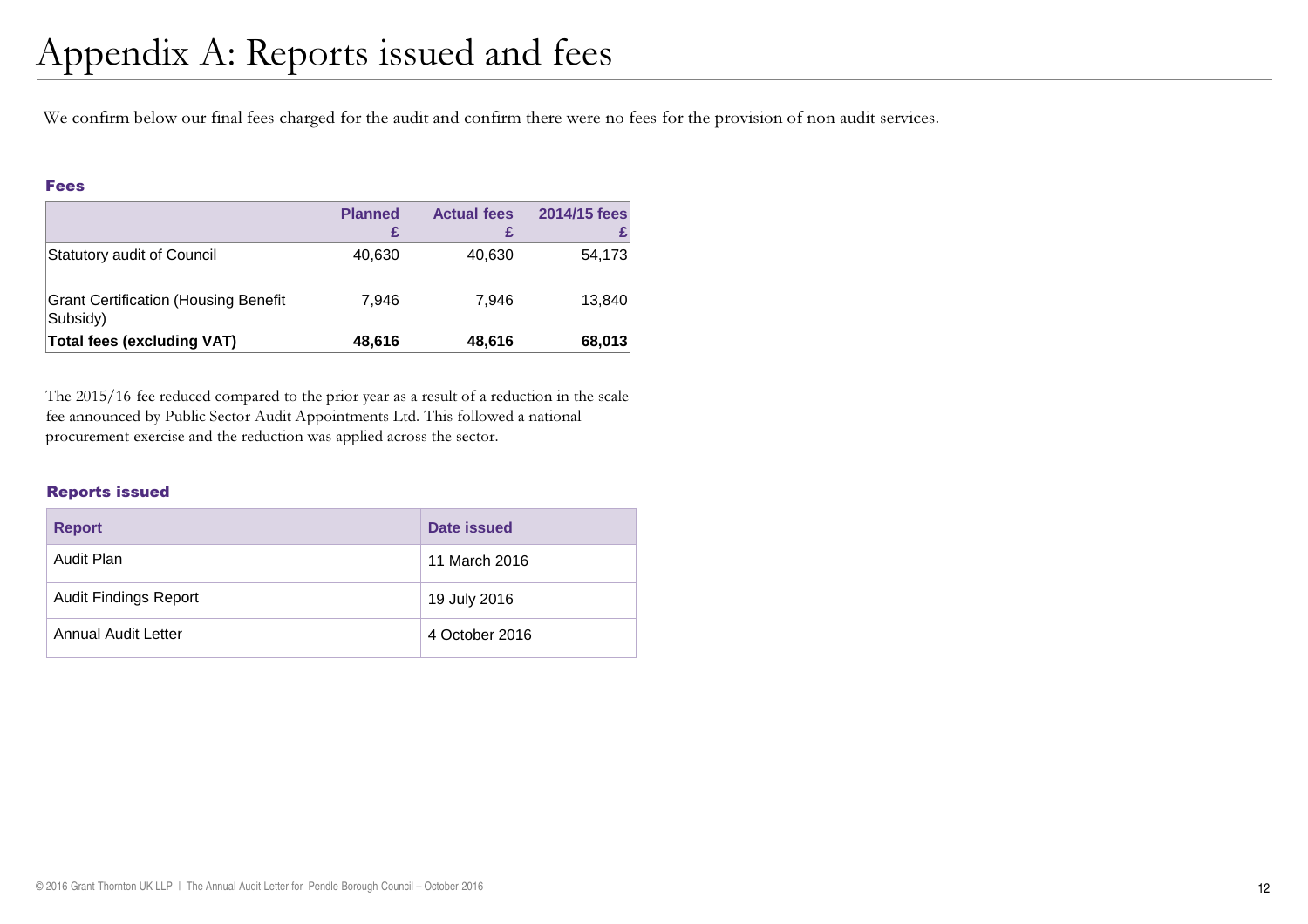# Appendix A: Reports issued and fees

We confirm below our final fees charged for the audit and confirm there were no fees for the provision of non audit services.

### Fees

| | Planned £ | Actual fees £ | 2014/15 fees £ |
|---|---|---|---|
| Statutory audit of Council | 40,630 | 40,630 | 54,173 |
| Grant Certification (Housing Benefit Subsidy) | 7,946 | 7,946 | 13,840 |
| **Total fees (excluding VAT)** | **48,616** | **48,616** | **68,013** |

The 2015/16 fee reduced compared to the prior year as a result of a reduction in the scale fee announced by Public Sector Audit Appointments Ltd. This followed a national procurement exercise and the reduction was applied across the sector.

### Reports issued

| Report | Date issued |
|---|---|
| Audit Plan | 11 March 2016 |
| Audit Findings Report | 19 July 2016 |
| Annual Audit Letter | 4 October 2016 |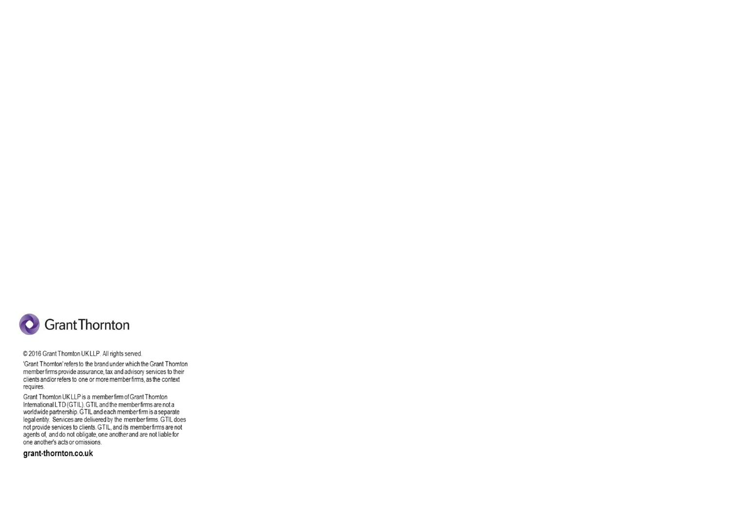Grant Thornton

© 2016 Grant Thornton UK LLP. All rights served.

'Grant Thornton' refers to the brand under which the Grant Thornton member firms provide assurance, tax and advisory services to their clients and/or refers to one or more member firms, as the context requires.

Grant Thornton UK LLP is a member firm of Grant Thornton International LTD (GTIL). GTIL and the member firms are not a worldwide partnership. GTIL and each member firm is a separate legal entity. Services are delivered by the member firms. GTIL does not provide services to clients. GTIL, and its member firms are not agents of, and do not obligate, one another and are not liable for one another's acts or omissions.

**grant-thornton.co.uk**